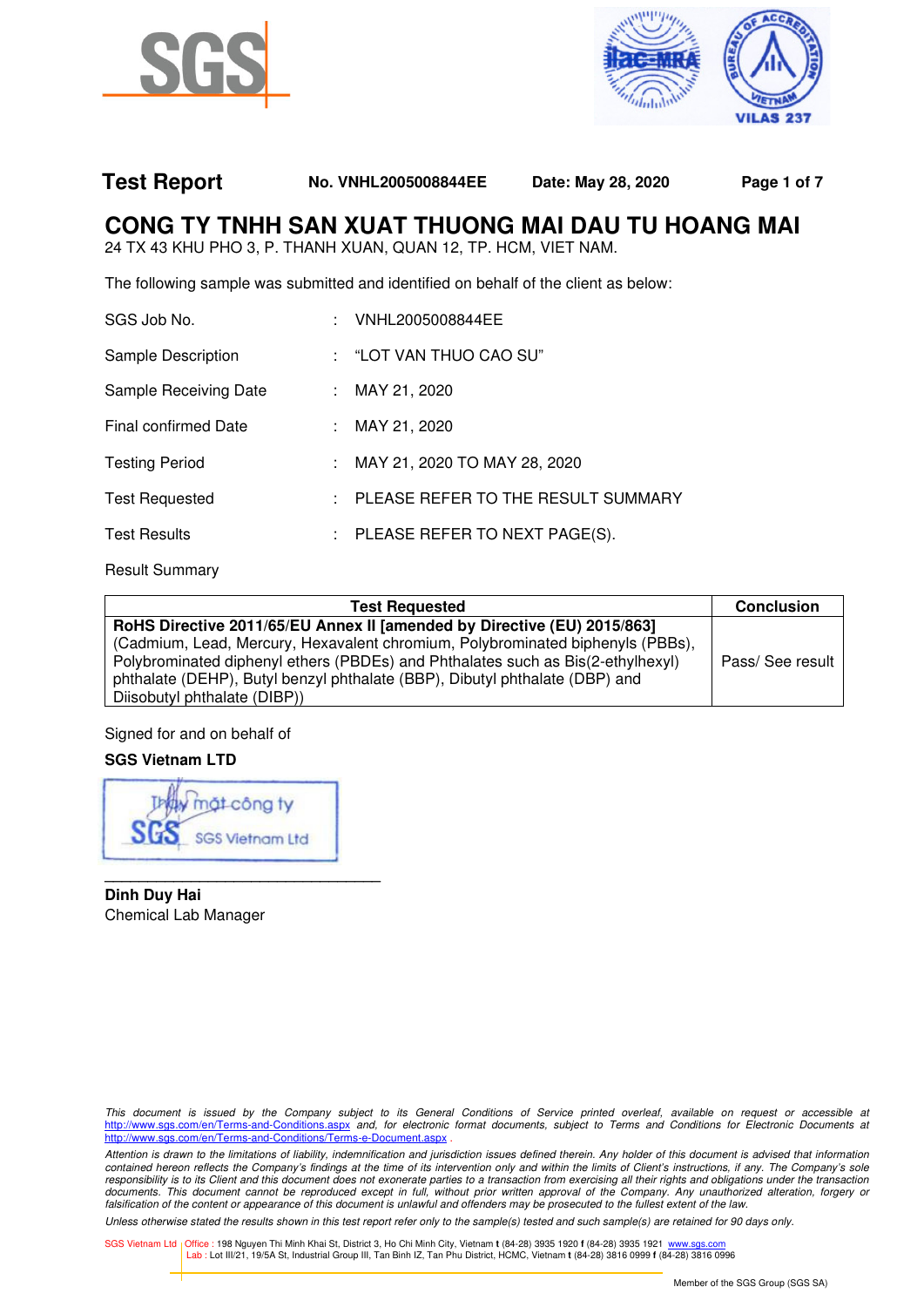**Test Report** No. VNHL2005008844EE Date: May 28, 2020

# CONG TY TNHH SAN XUAT THUONG MAI DAU TU HOANG MAI

24 TX 43 KHU PHO 3, P. THANH XUAN, QUAN 12, TP. HCM, VIET NAM.

The following sample was submitted and identified on behalf of the client as below:

| | | |
|---|---|---|
| SGS Job No. | : | VNHL2005008844EE |
| Sample Description | : | "LOT VAN THUO CAO SU" |
| Sample Receiving Date | : | MAY 21, 2020 |
| Final confirmed Date | : | MAY 21, 2020 |
| Testing Period | : | MAY 21, 2020 TO MAY 28, 2020 |
| Test Requested | : | PLEASE REFER TO THE RESULT SUMMARY |
| Test Results | : | PLEASE REFER TO NEXT PAGE(S). |

Result Summary

| Test Requested | Conclusion |
|---|---|
| **RoHS Directive 2011/65/EU Annex II [amended by Directive (EU) 2015/863]** (Cadmium, Lead, Mercury, Hexavalent chromium, Polybrominated biphenyls (PBBs), Polybrominated diphenyl ethers (PBDEs) and Phthalates such as Bis(2-ethylhexyl) phthalate (DEHP), Butyl benzyl phthalate (BBP), Dibutyl phthalate (DBP) and Diisobutyl phthalate (DIBP)) | Pass/ See result |

Signed for and on behalf of

**SGS Vietnam LTD**

Thay mặt công ty
SGS Vietnam Ltd

**Dinh Duy Hai**
Chemical Lab Manager

*This document is issued by the Company subject to its General Conditions of Service printed overleaf, available on request or accessible at http://www.sgs.com/en/Terms-and-Conditions.aspx and, for electronic format documents, subject to Terms and Conditions for Electronic Documents at http://www.sgs.com/en/Terms-and-Conditions/Terms-e-Document.aspx .*

*Attention is drawn to the limitations of liability, indemnification and jurisdiction issues defined therein. Any holder of this document is advised that information contained hereon reflects the Company's findings at the time of its intervention only and within the limits of Client's instructions, if any. The Company's sole responsibility is to its Client and this document does not exonerate parties to a transaction from exercising all their rights and obligations under the transaction documents. This document cannot be reproduced except in full, without prior written approval of the Company. Any unauthorized alteration, forgery or falsification of the content or appearance of this document is unlawful and offenders may be prosecuted to the fullest extent of the law.*

*Unless otherwise stated the results shown in this test report refer only to the sample(s) tested and such sample(s) are retained for 90 days only.*

SGS Vietnam Ltd | Office : 198 Nguyen Thi Minh Khai St, District 3, Ho Chi Minh City, Vietnam t (84-28) 3935 1920 f (84-28) 3935 1921 www.sgs.com
Lab : Lot III/21, 19/5A St, Industrial Group III, Tan Binh IZ, Tan Phu District, HCMC, Vietnam t (84-28) 3816 0999 f (84-28) 3816 0996

Member of the SGS Group (SGS SA)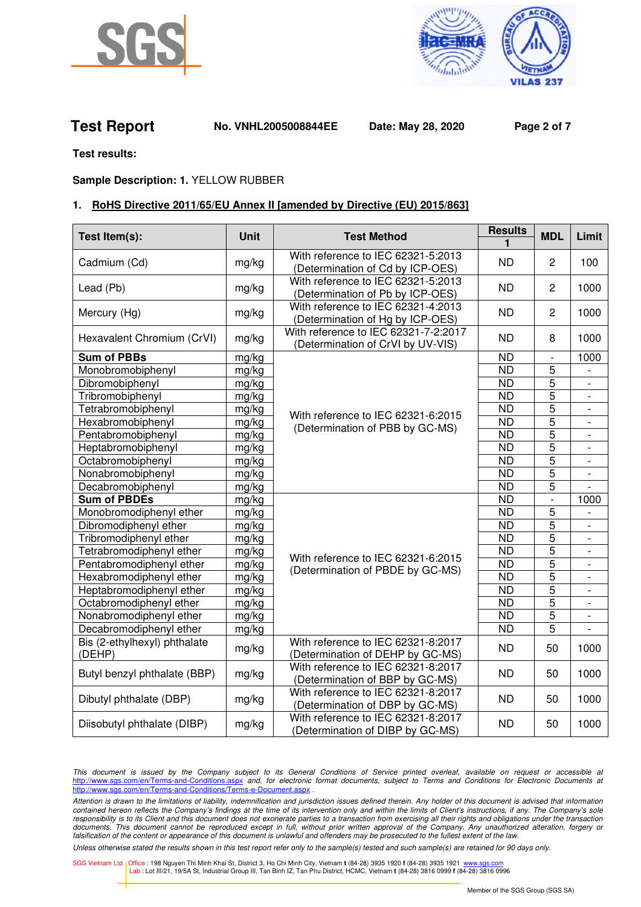**Test Report** **No. VNHL2005008844EE** **Date: May 28, 2020**

**Test results:**

**Sample Description: 1.** YELLOW RUBBER

## 1. RoHS Directive 2011/65/EU Annex II [amended by Directive (EU) 2015/863]

| Test Item(s): | Unit | Test Method | Results 1 | MDL | Limit |
|---|---|---|---|---|---|
| Cadmium (Cd) | mg/kg | With reference to IEC 62321-5:2013 (Determination of Cd by ICP-OES) | ND | 2 | 100 |
| Lead (Pb) | mg/kg | With reference to IEC 62321-5:2013 (Determination of Pb by ICP-OES) | ND | 2 | 1000 |
| Mercury (Hg) | mg/kg | With reference to IEC 62321-4:2013 (Determination of Hg by ICP-OES) | ND | 2 | 1000 |
| Hexavalent Chromium (CrVI) | mg/kg | With reference to IEC 62321-7-2:2017 (Determination of CrVI by UV-VIS) | ND | 8 | 1000 |
| **Sum of PBBs** | mg/kg | With reference to IEC 62321-6:2015 (Determination of PBB by GC-MS) | ND | - | 1000 |
| Monobromobiphenyl | mg/kg | | ND | 5 | - |
| Dibromobiphenyl | mg/kg | | ND | 5 | - |
| Tribromobiphenyl | mg/kg | | ND | 5 | - |
| Tetrabromobiphenyl | mg/kg | | ND | 5 | - |
| Hexabromobiphenyl | mg/kg | | ND | 5 | - |
| Pentabromobiphenyl | mg/kg | | ND | 5 | - |
| Heptabromobiphenyl | mg/kg | | ND | 5 | - |
| Octabromobiphenyl | mg/kg | | ND | 5 | - |
| Nonabromobiphenyl | mg/kg | | ND | 5 | - |
| Decabromobiphenyl | mg/kg | | ND | 5 | - |
| **Sum of PBDEs** | mg/kg | With reference to IEC 62321-6:2015 (Determination of PBDE by GC-MS) | ND | - | 1000 |
| Monobromodiphenyl ether | mg/kg | | ND | 5 | - |
| Dibromodiphenyl ether | mg/kg | | ND | 5 | - |
| Tribromodiphenyl ether | mg/kg | | ND | 5 | - |
| Tetrabromodiphenyl ether | mg/kg | | ND | 5 | - |
| Pentabromodiphenyl ether | mg/kg | | ND | 5 | - |
| Hexabromodiphenyl ether | mg/kg | | ND | 5 | - |
| Heptabromodiphenyl ether | mg/kg | | ND | 5 | - |
| Octabromodiphenyl ether | mg/kg | | ND | 5 | - |
| Nonabromodiphenyl ether | mg/kg | | ND | 5 | - |
| Decabromodiphenyl ether | mg/kg | | ND | 5 | - |
| Bis (2-ethylhexyl) phthalate (DEHP) | mg/kg | With reference to IEC 62321-8:2017 (Determination of DEHP by GC-MS) | ND | 50 | 1000 |
| Butyl benzyl phthalate (BBP) | mg/kg | With reference to IEC 62321-8:2017 (Determination of BBP by GC-MS) | ND | 50 | 1000 |
| Dibutyl phthalate (DBP) | mg/kg | With reference to IEC 62321-8:2017 (Determination of DBP by GC-MS) | ND | 50 | 1000 |
| Diisobutyl phthalate (DIBP) | mg/kg | With reference to IEC 62321-8:2017 (Determination of DIBP by GC-MS) | ND | 50 | 1000 |

*This document is issued by the Company subject to its General Conditions of Service printed overleaf, available on request or accessible at http://www.sgs.com/en/Terms-and-Conditions.aspx and, for electronic format documents, subject to Terms and Conditions for Electronic Documents at http://www.sgs.com/en/Terms-and-Conditions/Terms-e-Document.aspx .*

*Attention is drawn to the limitations of liability, indemnification and jurisdiction issues defined therein. Any holder of this document is advised that information contained hereon reflects the Company's findings at the time of its intervention only and within the limits of Client's instructions, if any. The Company's sole responsibility is to its Client and this document does not exonerate parties to a transaction from exercising all their rights and obligations under the transaction documents. This document cannot be reproduced except in full, without prior written approval of the Company. Any unauthorized alteration, forgery or falsification of the content or appearance of this document is unlawful and offenders may be prosecuted to the fullest extent of the law.*

*Unless otherwise stated the results shown in this test report refer only to the sample(s) tested and such sample(s) are retained for 90 days only.*

SGS Vietnam Ltd | Office : 198 Nguyen Thi Minh Khai St, District 3, Ho Chi Minh City, Vietnam t (84-28) 3935 1920 f (84-28) 3935 1921 www.sgs.com
Lab : Lot III/21, 19/5A St, Industrial Group III, Tan Binh IZ, Tan Phu District, HCMC, Vietnam t (84-28) 3816 0999 f (84-28) 3816 0996

Member of the SGS Group (SGS SA)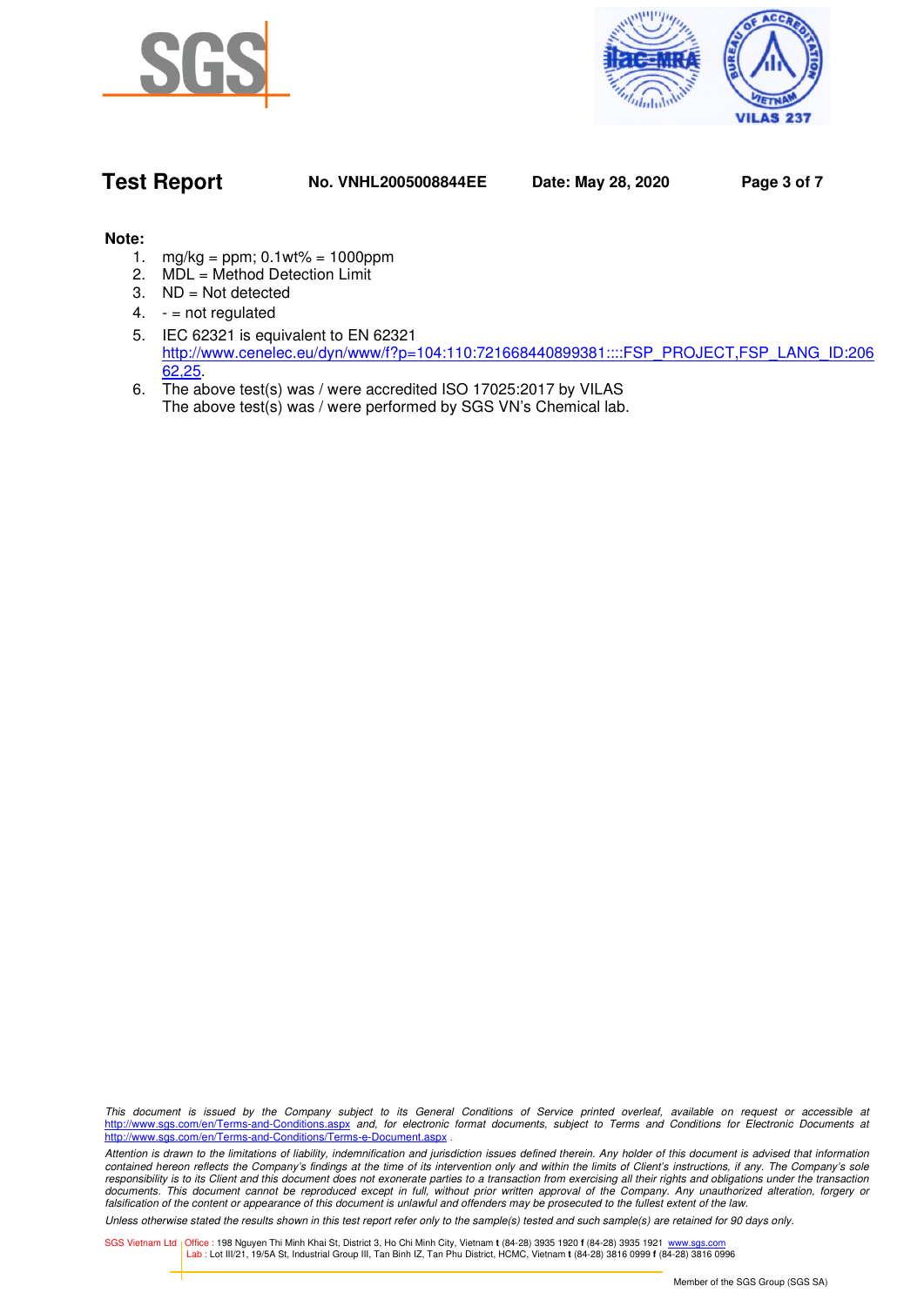**Note:**

1. mg/kg = ppm; 0.1wt% = 1000ppm
2. MDL = Method Detection Limit
3. ND = Not detected
4. - = not regulated
5. IEC 62321 is equivalent to EN 62321
   http://www.cenelec.eu/dyn/www/f?p=104:110:721668440899381::::FSP_PROJECT,FSP_LANG_ID:20662,25.
6. The above test(s) was / were accredited ISO 17025:2017 by VILAS
   The above test(s) was / were performed by SGS VN's Chemical lab.

*This document is issued by the Company subject to its General Conditions of Service printed overleaf, available on request or accessible at http://www.sgs.com/en/Terms-and-Conditions.aspx and, for electronic format documents, subject to Terms and Conditions for Electronic Documents at http://www.sgs.com/en/Terms-and-Conditions/Terms-e-Document.aspx .*

*Attention is drawn to the limitations of liability, indemnification and jurisdiction issues defined therein. Any holder of this document is advised that information contained hereon reflects the Company's findings at the time of its intervention only and within the limits of Client's instructions, if any. The Company's sole responsibility is to its Client and this document does not exonerate parties to a transaction from exercising all their rights and obligations under the transaction documents. This document cannot be reproduced except in full, without prior written approval of the Company. Any unauthorized alteration, forgery or falsification of the content or appearance of this document is unlawful and offenders may be prosecuted to the fullest extent of the law.*

*Unless otherwise stated the results shown in this test report refer only to the sample(s) tested and such sample(s) are retained for 90 days only.*

SGS Vietnam Ltd | Office : 198 Nguyen Thi Minh Khai St, District 3, Ho Chi Minh City, Vietnam t (84-28) 3935 1920 f (84-28) 3935 1921 www.sgs.com
Lab : Lot III/21, 19/5A St, Industrial Group III, Tan Binh IZ, Tan Phu District, HCMC, Vietnam t (84-28) 3816 0999 f (84-28) 3816 0996

Member of the SGS Group (SGS SA)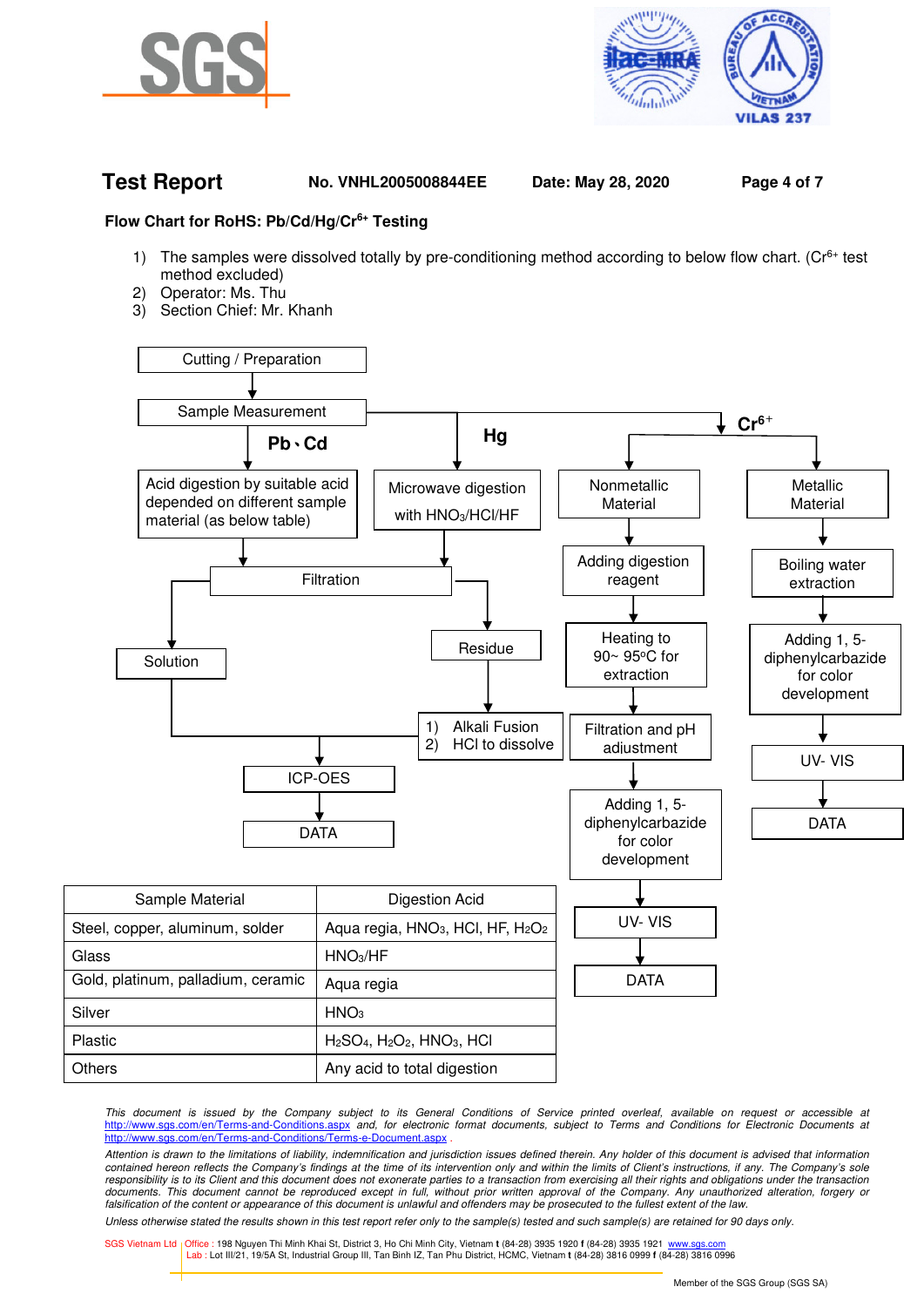## Flow Chart for RoHS: Pb/Cd/Hg/$Cr^{6+}$ Testing

1) The samples were dissolved totally by pre-conditioning method according to below flow chart. ($Cr^{6+}$ test method excluded)
2) Operator: Ms. Thu
3) Section Chief: Mr. Khanh

Cutting / Preparation → Sample Measurement

**Pb、Cd**: Acid digestion by suitable acid depended on different sample material (as below table) → Filtration

**Hg**: Microwave digestion with $HNO_3$/HCl/HF → Filtration

Filtration → Solution → ICP-OES → DATA

Filtration → Residue → 1) Alkali Fusion 2) HCl to dissolve → ICP-OES → DATA

**$Cr^{6+}$**:

- Nonmetallic Material → Adding digestion reagent → Heating to 90~ 95°C for extraction → Filtration and pH adjustment → Adding 1, 5-diphenylcarbazide for color development → UV- VIS → DATA
- Metallic Material → Boiling water extraction → Adding 1, 5-diphenylcarbazide for color development → UV- VIS → DATA

| Sample Material | Digestion Acid |
|---|---|
| Steel, copper, aluminum, solder | Aqua regia, $HNO_3$, HCl, HF, $H_2O_2$ |
| Glass | $HNO_3$/HF |
| Gold, platinum, palladium, ceramic | Aqua regia |
| Silver | $HNO_3$ |
| Plastic | $H_2SO_4$, $H_2O_2$, $HNO_3$, HCl |
| Others | Any acid to total digestion |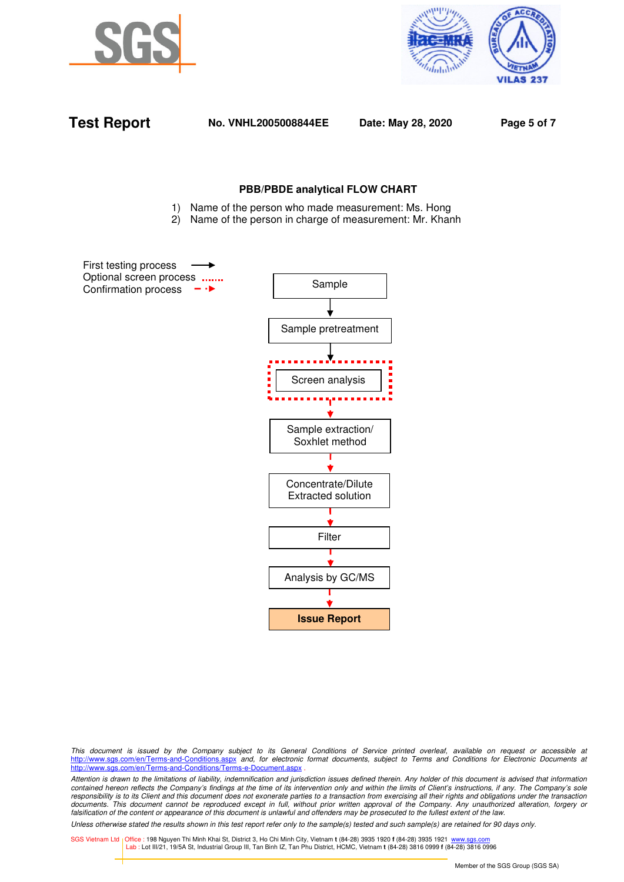## PBB/PBDE analytical FLOW CHART

1) Name of the person who made measurement: Ms. Hong
2) Name of the person in charge of measurement: Mr. Khanh

First testing process →
Optional screen process .......
Confirmation process - -▶

Sample
↓
Sample pretreatment
↓
Screen analysis
↓
Sample extraction/ Soxhlet method
↓
Concentrate/Dilute Extracted solution
↓
Filter
↓
Analysis by GC/MS
↓
**Issue Report**

*This document is issued by the Company subject to its General Conditions of Service printed overleaf, available on request or accessible at http://www.sgs.com/en/Terms-and-Conditions.aspx and, for electronic format documents, subject to Terms and Conditions for Electronic Documents at http://www.sgs.com/en/Terms-and-Conditions/Terms-e-Document.aspx .*

*Attention is drawn to the limitations of liability, indemnification and jurisdiction issues defined therein. Any holder of this document is advised that information contained hereon reflects the Company's findings at the time of its intervention only and within the limits of Client's instructions, if any. The Company's sole responsibility is to its Client and this document does not exonerate parties to a transaction from exercising all their rights and obligations under the transaction documents. This document cannot be reproduced except in full, without prior written approval of the Company. Any unauthorized alteration, forgery or falsification of the content or appearance of this document is unlawful and offenders may be prosecuted to the fullest extent of the law.*

*Unless otherwise stated the results shown in this test report refer only to the sample(s) tested and such sample(s) are retained for 90 days only.*

SGS Vietnam Ltd | Office : 198 Nguyen Thi Minh Khai St, District 3, Ho Chi Minh City, Vietnam t (84-28) 3935 1920 f (84-28) 3935 1921 www.sgs.com
Lab : Lot III/21, 19/5A St, Industrial Group III, Tan Binh IZ, Tan Phu District, HCMC, Vietnam t (84-28) 3816 0999 f (84-28) 3816 0996

Member of the SGS Group (SGS SA)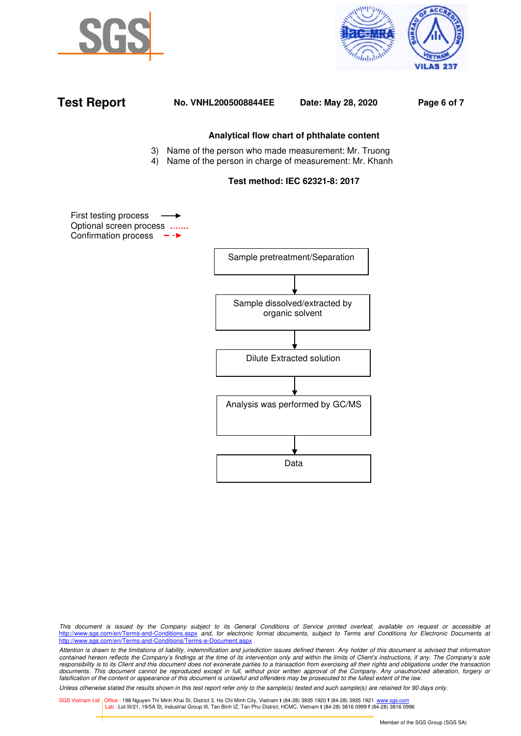**Analytical flow chart of phthalate content**

3) Name of the person who made measurement: Mr. Truong
4) Name of the person in charge of measurement: Mr. Khanh

**Test method: IEC 62321-8: 2017**

First testing process →
Optional screen process .......
Confirmation process - ·►

Sample pretreatment/Separation

↓

Sample dissolved/extracted by organic solvent

↓

Dilute Extracted solution

↓

Analysis was performed by GC/MS

↓

Data

*This document is issued by the Company subject to its General Conditions of Service printed overleaf, available on request or accessible at http://www.sgs.com/en/Terms-and-Conditions.aspx and, for electronic format documents, subject to Terms and Conditions for Electronic Documents at http://www.sgs.com/en/Terms-and-Conditions/Terms-e-Document.aspx .*

*Attention is drawn to the limitations of liability, indemnification and jurisdiction issues defined therein. Any holder of this document is advised that information contained hereon reflects the Company's findings at the time of its intervention only and within the limits of Client's instructions, if any. The Company's sole responsibility is to its Client and this document does not exonerate parties to a transaction from exercising all their rights and obligations under the transaction documents. This document cannot be reproduced except in full, without prior written approval of the Company. Any unauthorized alteration, forgery or falsification of the content or appearance of this document is unlawful and offenders may be prosecuted to the fullest extent of the law.*

*Unless otherwise stated the results shown in this test report refer only to the sample(s) tested and such sample(s) are retained for 90 days only.*

SGS Vietnam Ltd | Office : 198 Nguyen Thi Minh Khai St, District 3, Ho Chi Minh City, Vietnam t (84-28) 3935 1920 f (84-28) 3935 1921 www.sgs.com
Lab : Lot III/21, 19/5A St, Industrial Group III, Tan Binh IZ, Tan Phu District, HCMC, Vietnam t (84-28) 3816 0999 f (84-28) 3816 0996

Member of the SGS Group (SGS SA)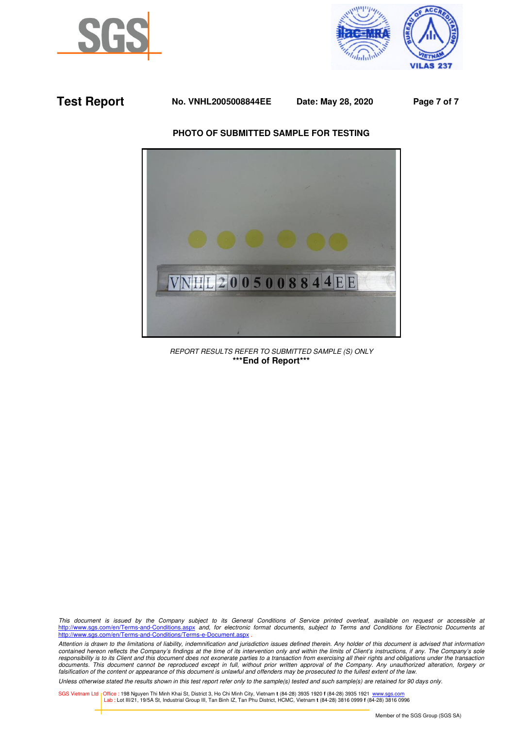## PHOTO OF SUBMITTED SAMPLE FOR TESTING

*REPORT RESULTS REFER TO SUBMITTED SAMPLE (S) ONLY*

**\*\*\*End of Report\*\*\***

*This document is issued by the Company subject to its General Conditions of Service printed overleaf, available on request or accessible at http://www.sgs.com/en/Terms-and-Conditions.aspx and, for electronic format documents, subject to Terms and Conditions for Electronic Documents at http://www.sgs.com/en/Terms-and-Conditions/Terms-e-Document.aspx .*

*Attention is drawn to the limitations of liability, indemnification and jurisdiction issues defined therein. Any holder of this document is advised that information contained hereon reflects the Company's findings at the time of its intervention only and within the limits of Client's instructions, if any. The Company's sole responsibility is to its Client and this document does not exonerate parties to a transaction from exercising all their rights and obligations under the transaction documents. This document cannot be reproduced except in full, without prior written approval of the Company. Any unauthorized alteration, forgery or falsification of the content or appearance of this document is unlawful and offenders may be prosecuted to the fullest extent of the law.*

*Unless otherwise stated the results shown in this test report refer only to the sample(s) tested and such sample(s) are retained for 90 days only.*

SGS Vietnam Ltd | Office : 198 Nguyen Thi Minh Khai St, District 3, Ho Chi Minh City, Vietnam t (84-28) 3935 1920 f (84-28) 3935 1921 www.sgs.com
Lab : Lot III/21, 19/5A St, Industrial Group III, Tan Binh IZ, Tan Phu District, HCMC, Vietnam t (84-28) 3816 0999 f (84-28) 3816 0996

Member of the SGS Group (SGS SA)